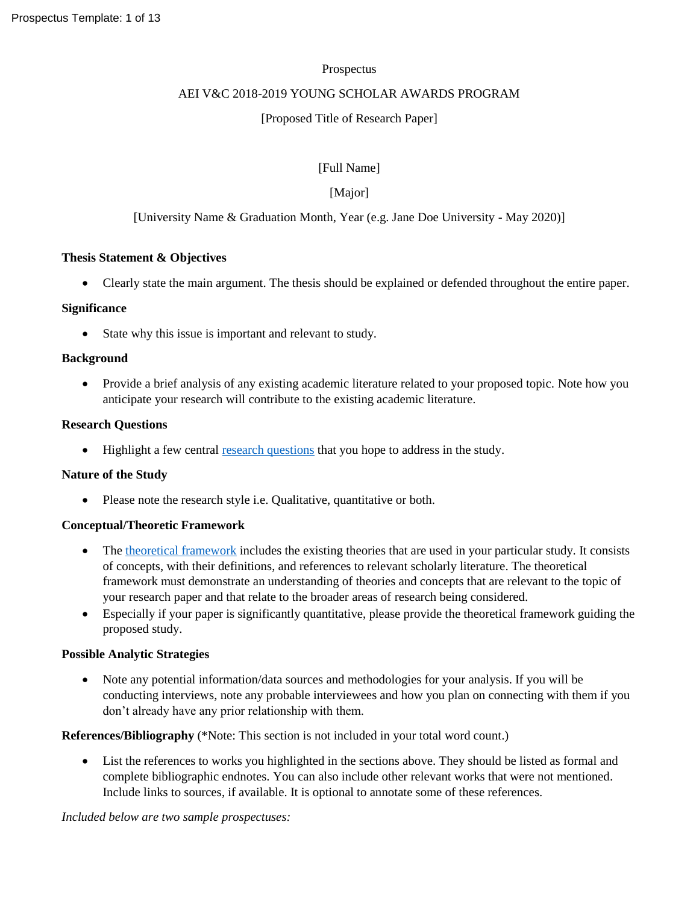Prospectus

AEI V&C 2018-2019 YOUNG SCHOLAR AWARDS PROGRAM

[Proposed Title of Research Paper]

[Full Name]

[Major]

[University Name & Graduation Month, Year (e.g. Jane Doe University - May 2020)]

**Thesis Statement & Objectives**

- Clearly state the main argument. The thesis should be explained or defended throughout the entire paper.

**Significance**

- State why this issue is important and relevant to study.

**Background**

- Provide a brief analysis of any existing academic literature related to your proposed topic. Note how you anticipate your research will contribute to the existing academic literature.

**Research Questions**

- Highlight a few central research questions that you hope to address in the study.

**Nature of the Study**

- Please note the research style i.e. Qualitative, quantitative or both.

**Conceptual/Theoretic Framework**

- The theoretical framework includes the existing theories that are used in your particular study. It consists of concepts, with their definitions, and references to relevant scholarly literature. The theoretical framework must demonstrate an understanding of theories and concepts that are relevant to the topic of your research paper and that relate to the broader areas of research being considered.
- Especially if your paper is significantly quantitative, please provide the theoretical framework guiding the proposed study.

**Possible Analytic Strategies**

- Note any potential information/data sources and methodologies for your analysis. If you will be conducting interviews, note any probable interviewees and how you plan on connecting with them if you don't already have any prior relationship with them.

**References/Bibliography** (*Note: This section is not included in your total word count.)

- List the references to works you highlighted in the sections above. They should be listed as formal and complete bibliographic endnotes. You can also include other relevant works that were not mentioned. Include links to sources, if available. It is optional to annotate some of these references.

*Included below are two sample prospectuses:*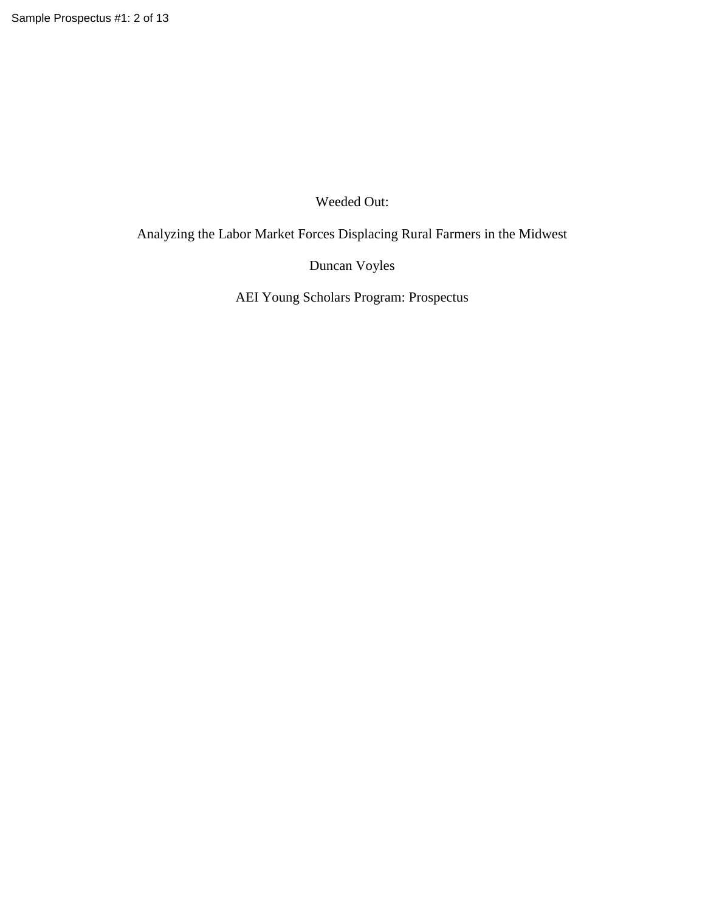# Weeded Out:

## Analyzing the Labor Market Forces Displacing Rural Farmers in the Midwest

Duncan Voyles

AEI Young Scholars Program: Prospectus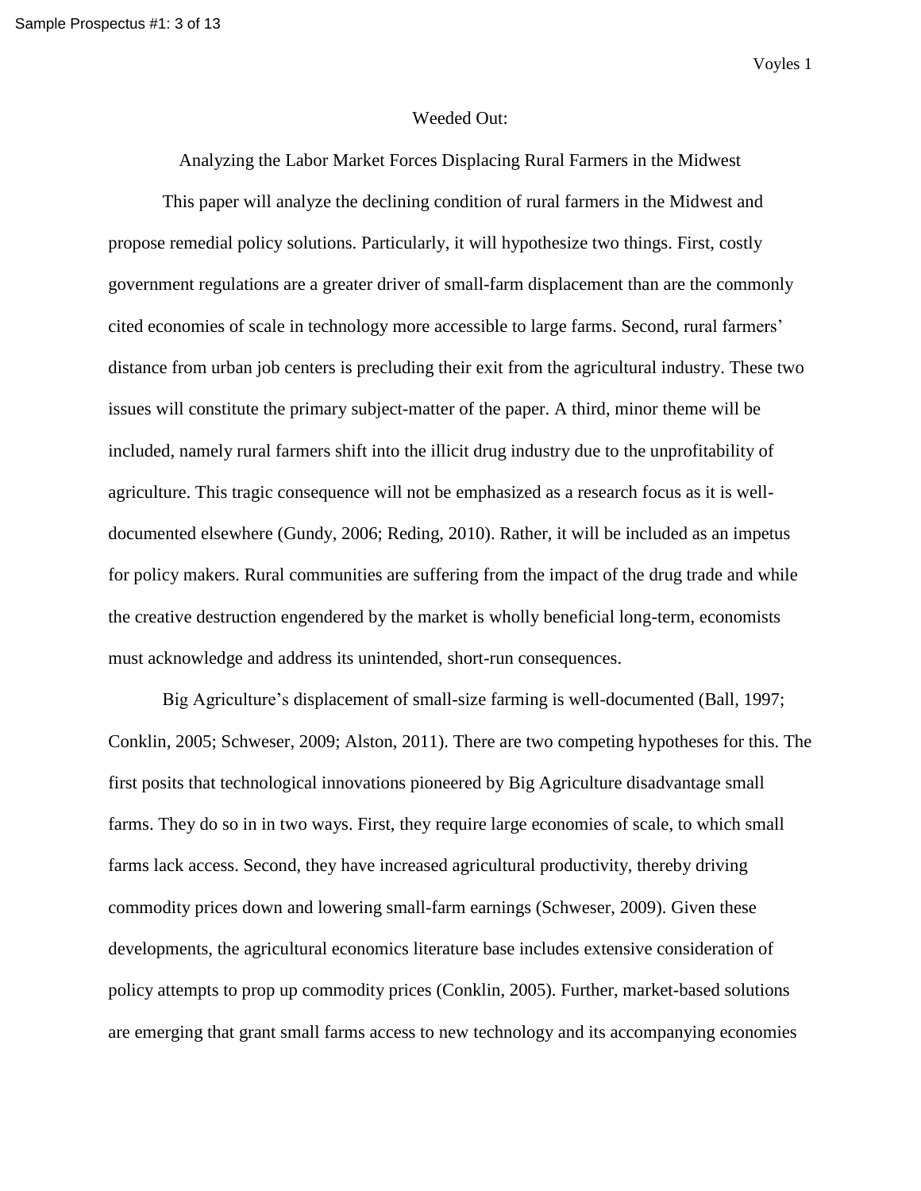# Weeded Out:

## Analyzing the Labor Market Forces Displacing Rural Farmers in the Midwest

This paper will analyze the declining condition of rural farmers in the Midwest and propose remedial policy solutions. Particularly, it will hypothesize two things. First, costly government regulations are a greater driver of small-farm displacement than are the commonly cited economies of scale in technology more accessible to large farms. Second, rural farmers' distance from urban job centers is precluding their exit from the agricultural industry. These two issues will constitute the primary subject-matter of the paper. A third, minor theme will be included, namely rural farmers shift into the illicit drug industry due to the unprofitability of agriculture. This tragic consequence will not be emphasized as a research focus as it is well-documented elsewhere (Gundy, 2006; Reding, 2010). Rather, it will be included as an impetus for policy makers. Rural communities are suffering from the impact of the drug trade and while the creative destruction engendered by the market is wholly beneficial long-term, economists must acknowledge and address its unintended, short-run consequences.

Big Agriculture's displacement of small-size farming is well-documented (Ball, 1997; Conklin, 2005; Schweser, 2009; Alston, 2011). There are two competing hypotheses for this. The first posits that technological innovations pioneered by Big Agriculture disadvantage small farms. They do so in in two ways. First, they require large economies of scale, to which small farms lack access. Second, they have increased agricultural productivity, thereby driving commodity prices down and lowering small-farm earnings (Schweser, 2009). Given these developments, the agricultural economics literature base includes extensive consideration of policy attempts to prop up commodity prices (Conklin, 2005). Further, market-based solutions are emerging that grant small farms access to new technology and its accompanying economies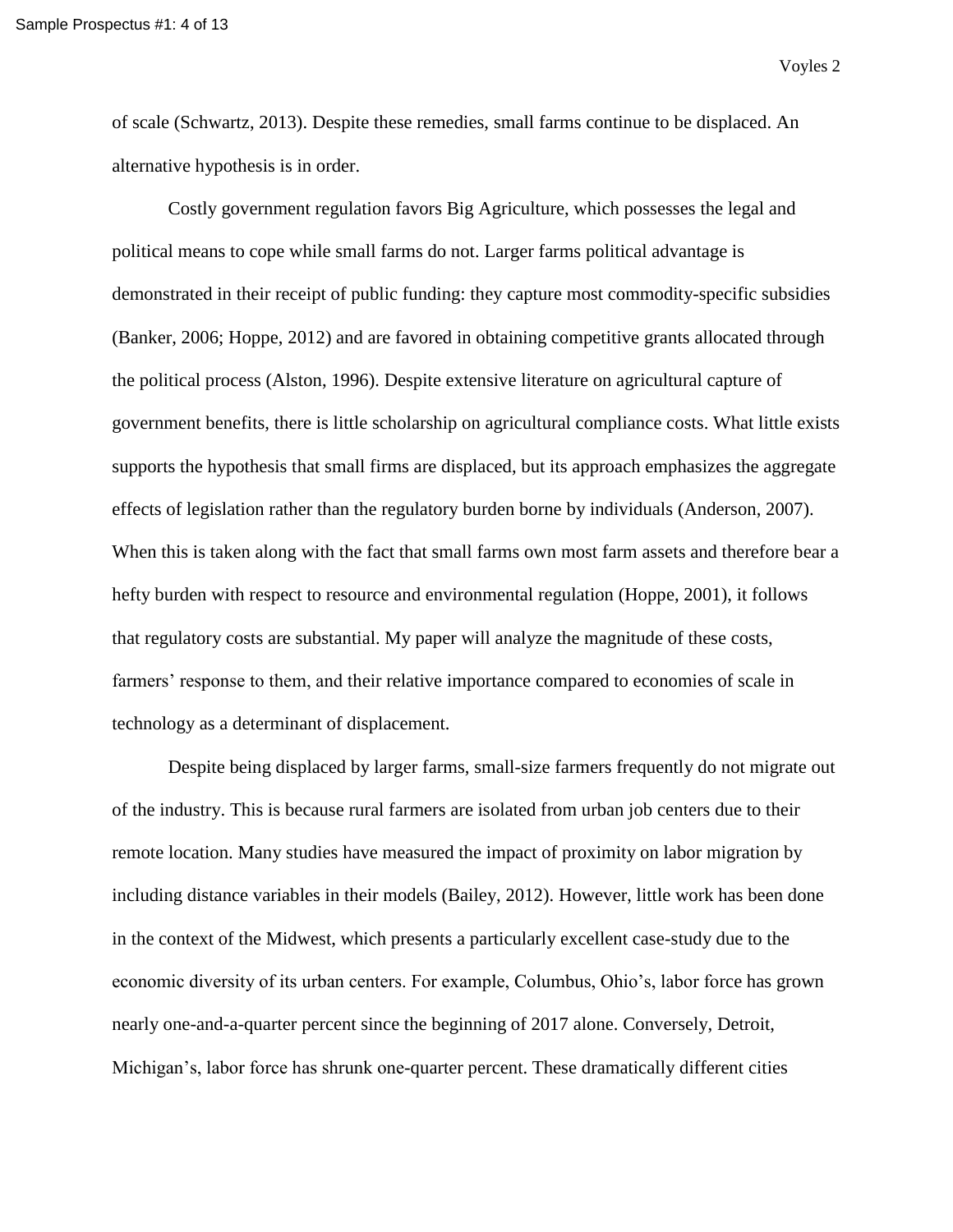of scale (Schwartz, 2013). Despite these remedies, small farms continue to be displaced. An alternative hypothesis is in order.

Costly government regulation favors Big Agriculture, which possesses the legal and political means to cope while small farms do not. Larger farms political advantage is demonstrated in their receipt of public funding: they capture most commodity-specific subsidies (Banker, 2006; Hoppe, 2012) and are favored in obtaining competitive grants allocated through the political process (Alston, 1996). Despite extensive literature on agricultural capture of government benefits, there is little scholarship on agricultural compliance costs. What little exists supports the hypothesis that small firms are displaced, but its approach emphasizes the aggregate effects of legislation rather than the regulatory burden borne by individuals (Anderson, 2007). When this is taken along with the fact that small farms own most farm assets and therefore bear a hefty burden with respect to resource and environmental regulation (Hoppe, 2001), it follows that regulatory costs are substantial. My paper will analyze the magnitude of these costs, farmers' response to them, and their relative importance compared to economies of scale in technology as a determinant of displacement.

Despite being displaced by larger farms, small-size farmers frequently do not migrate out of the industry. This is because rural farmers are isolated from urban job centers due to their remote location. Many studies have measured the impact of proximity on labor migration by including distance variables in their models (Bailey, 2012). However, little work has been done in the context of the Midwest, which presents a particularly excellent case-study due to the economic diversity of its urban centers. For example, Columbus, Ohio's, labor force has grown nearly one-and-a-quarter percent since the beginning of 2017 alone. Conversely, Detroit, Michigan's, labor force has shrunk one-quarter percent. These dramatically different cities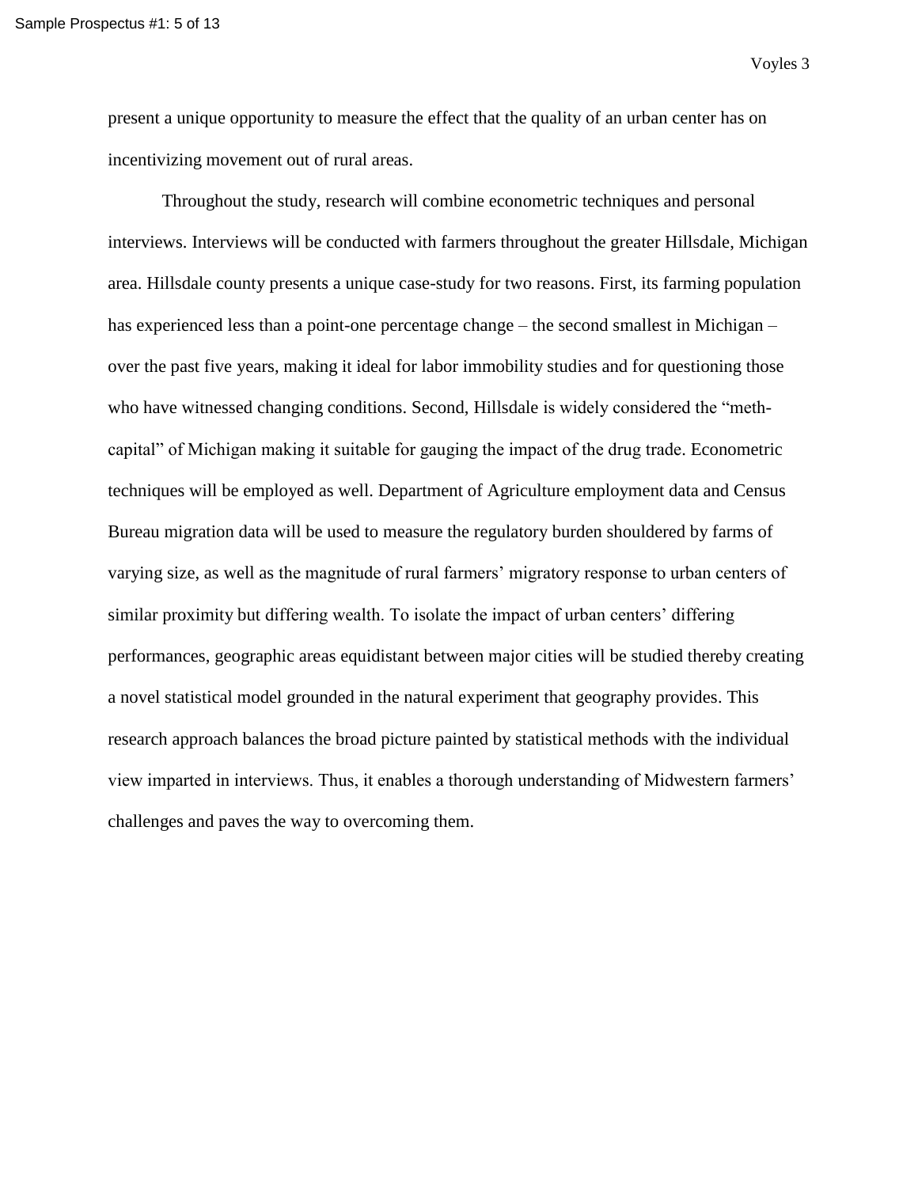present a unique opportunity to measure the effect that the quality of an urban center has on incentivizing movement out of rural areas.

Throughout the study, research will combine econometric techniques and personal interviews. Interviews will be conducted with farmers throughout the greater Hillsdale, Michigan area. Hillsdale county presents a unique case-study for two reasons. First, its farming population has experienced less than a point-one percentage change – the second smallest in Michigan – over the past five years, making it ideal for labor immobility studies and for questioning those who have witnessed changing conditions. Second, Hillsdale is widely considered the "meth-capital" of Michigan making it suitable for gauging the impact of the drug trade. Econometric techniques will be employed as well. Department of Agriculture employment data and Census Bureau migration data will be used to measure the regulatory burden shouldered by farms of varying size, as well as the magnitude of rural farmers' migratory response to urban centers of similar proximity but differing wealth. To isolate the impact of urban centers' differing performances, geographic areas equidistant between major cities will be studied thereby creating a novel statistical model grounded in the natural experiment that geography provides. This research approach balances the broad picture painted by statistical methods with the individual view imparted in interviews. Thus, it enables a thorough understanding of Midwestern farmers' challenges and paves the way to overcoming them.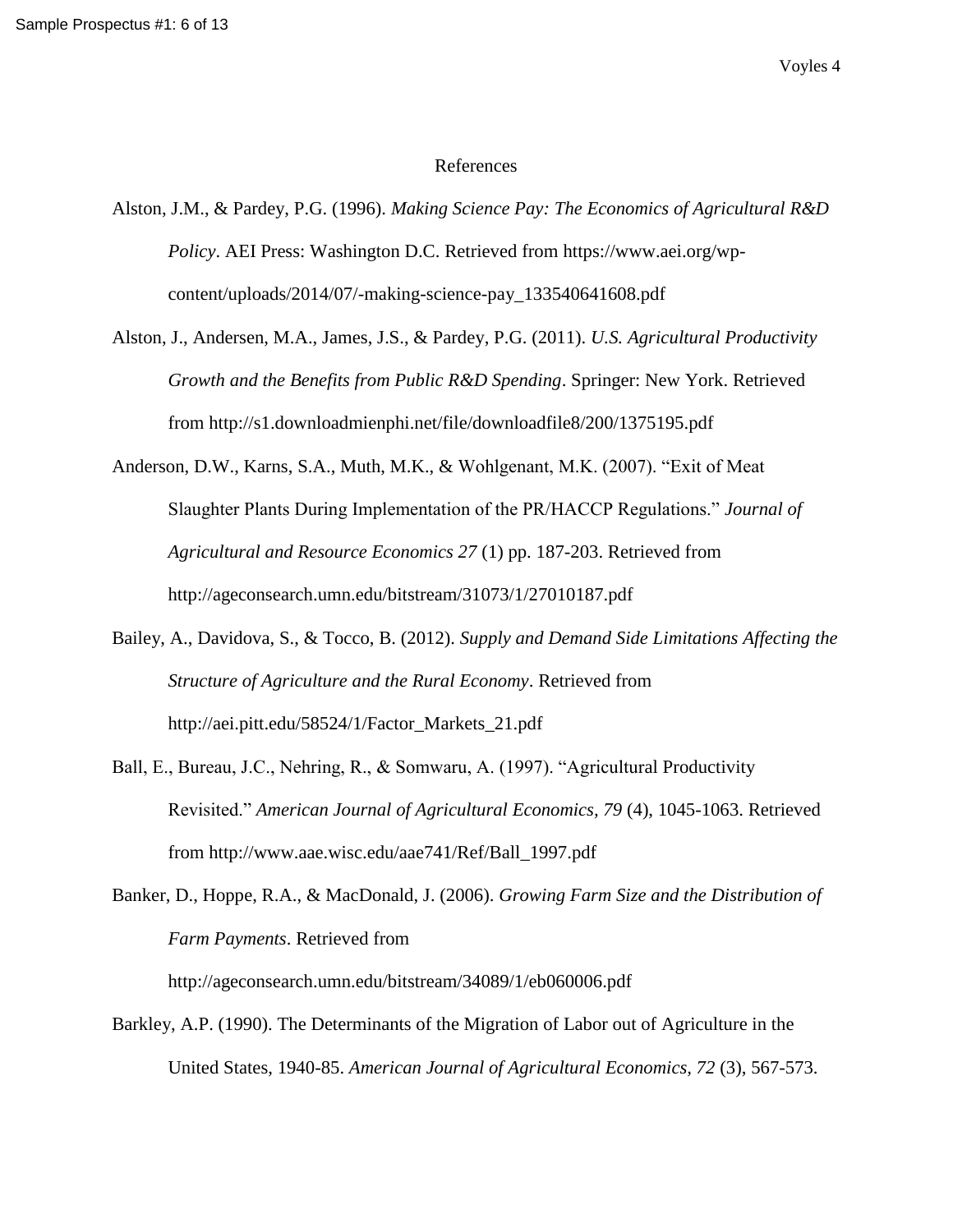# References

Alston, J.M., & Pardey, P.G. (1996). *Making Science Pay: The Economics of Agricultural R&D Policy*. AEI Press: Washington D.C. Retrieved from https://www.aei.org/wp-content/uploads/2014/07/-making-science-pay_133540641608.pdf

Alston, J., Andersen, M.A., James, J.S., & Pardey, P.G. (2011). *U.S. Agricultural Productivity Growth and the Benefits from Public R&D Spending*. Springer: New York. Retrieved from http://s1.downloadmienphi.net/file/downloadfile8/200/1375195.pdf

Anderson, D.W., Karns, S.A., Muth, M.K., & Wohlgenant, M.K. (2007). "Exit of Meat Slaughter Plants During Implementation of the PR/HACCP Regulations." *Journal of Agricultural and Resource Economics 27* (1) pp. 187-203. Retrieved from http://ageconsearch.umn.edu/bitstream/31073/1/27010187.pdf

Bailey, A., Davidova, S., & Tocco, B. (2012). *Supply and Demand Side Limitations Affecting the Structure of Agriculture and the Rural Economy*. Retrieved from http://aei.pitt.edu/58524/1/Factor_Markets_21.pdf

Ball, E., Bureau, J.C., Nehring, R., & Somwaru, A. (1997). "Agricultural Productivity Revisited." *American Journal of Agricultural Economics, 79* (4), 1045-1063. Retrieved from http://www.aae.wisc.edu/aae741/Ref/Ball_1997.pdf

Banker, D., Hoppe, R.A., & MacDonald, J. (2006). *Growing Farm Size and the Distribution of Farm Payments*. Retrieved from http://ageconsearch.umn.edu/bitstream/34089/1/eb060006.pdf

Barkley, A.P. (1990). The Determinants of the Migration of Labor out of Agriculture in the United States, 1940-85. *American Journal of Agricultural Economics, 72* (3), 567-573.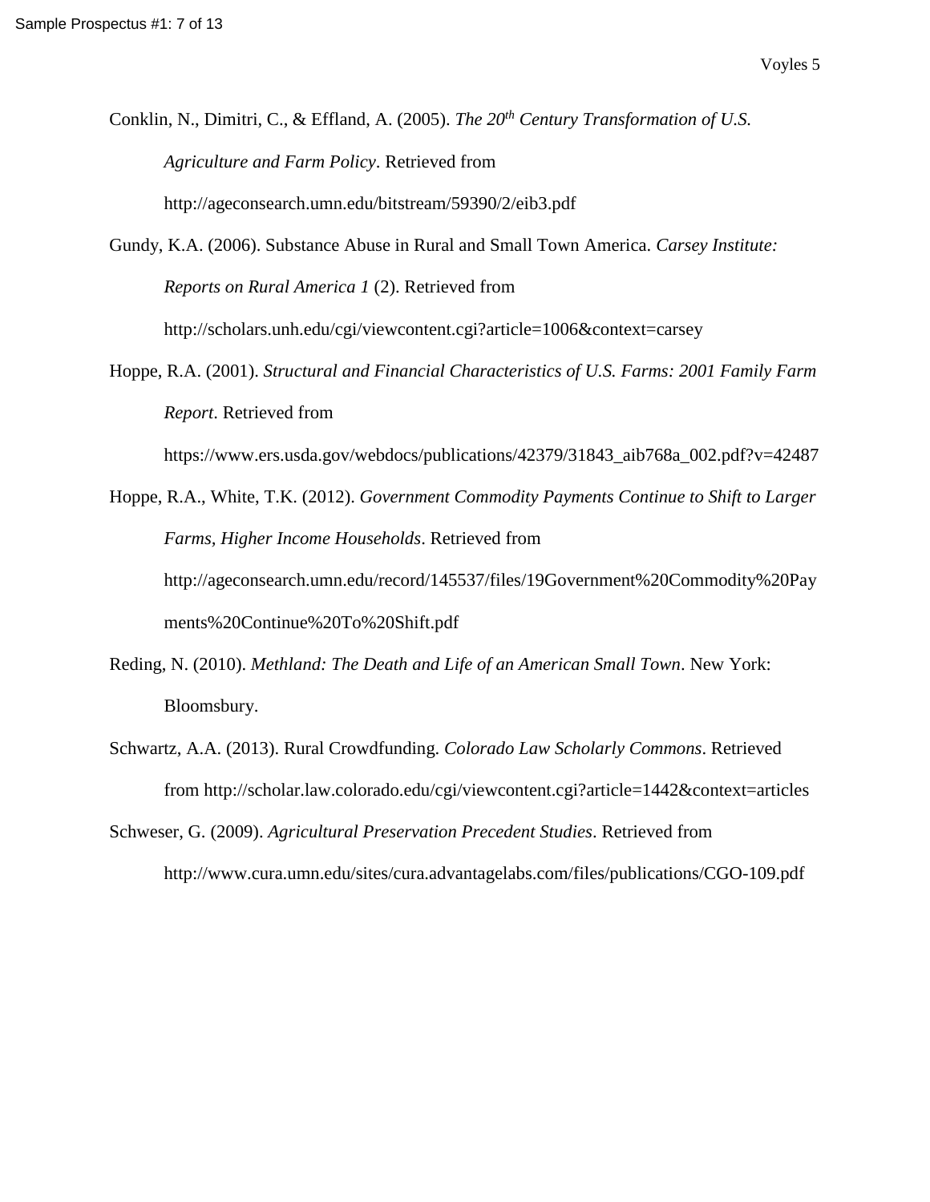Conklin, N., Dimitri, C., & Effland, A. (2005). *The 20th Century Transformation of U.S. Agriculture and Farm Policy*. Retrieved from http://ageconsearch.umn.edu/bitstream/59390/2/eib3.pdf

Gundy, K.A. (2006). Substance Abuse in Rural and Small Town America. *Carsey Institute: Reports on Rural America 1* (2). Retrieved from http://scholars.unh.edu/cgi/viewcontent.cgi?article=1006&context=carsey

Hoppe, R.A. (2001). *Structural and Financial Characteristics of U.S. Farms: 2001 Family Farm Report*. Retrieved from https://www.ers.usda.gov/webdocs/publications/42379/31843_aib768a_002.pdf?v=42487

Hoppe, R.A., White, T.K. (2012). *Government Commodity Payments Continue to Shift to Larger Farms, Higher Income Households*. Retrieved from http://ageconsearch.umn.edu/record/145537/files/19Government%20Commodity%20Payments%20Continue%20To%20Shift.pdf

Reding, N. (2010). *Methland: The Death and Life of an American Small Town*. New York: Bloomsbury.

Schwartz, A.A. (2013). Rural Crowdfunding. *Colorado Law Scholarly Commons*. Retrieved from http://scholar.law.colorado.edu/cgi/viewcontent.cgi?article=1442&context=articles

Schweser, G. (2009). *Agricultural Preservation Precedent Studies*. Retrieved from http://www.cura.umn.edu/sites/cura.advantagelabs.com/files/publications/CGO-109.pdf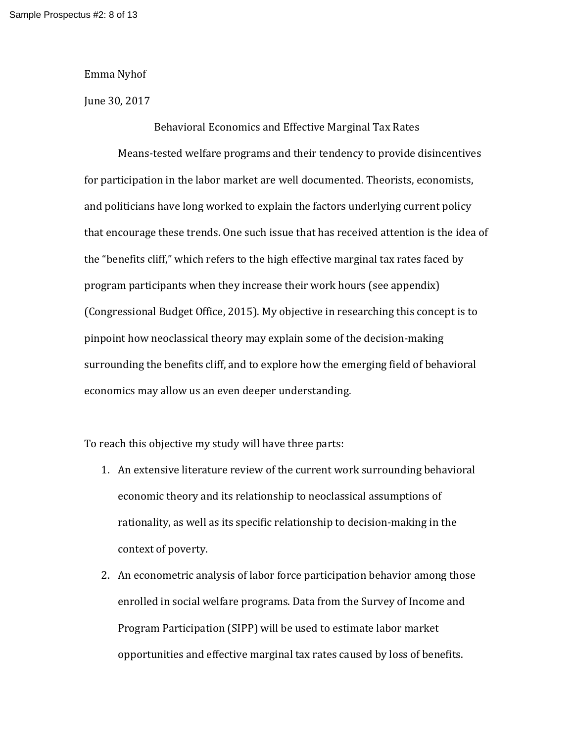Emma Nyhof

June 30, 2017

## Behavioral Economics and Effective Marginal Tax Rates

Means-tested welfare programs and their tendency to provide disincentives for participation in the labor market are well documented. Theorists, economists, and politicians have long worked to explain the factors underlying current policy that encourage these trends. One such issue that has received attention is the idea of the "benefits cliff," which refers to the high effective marginal tax rates faced by program participants when they increase their work hours (see appendix) (Congressional Budget Office, 2015). My objective in researching this concept is to pinpoint how neoclassical theory may explain some of the decision-making surrounding the benefits cliff, and to explore how the emerging field of behavioral economics may allow us an even deeper understanding.

To reach this objective my study will have three parts:

1. An extensive literature review of the current work surrounding behavioral economic theory and its relationship to neoclassical assumptions of rationality, as well as its specific relationship to decision-making in the context of poverty.
2. An econometric analysis of labor force participation behavior among those enrolled in social welfare programs. Data from the Survey of Income and Program Participation (SIPP) will be used to estimate labor market opportunities and effective marginal tax rates caused by loss of benefits.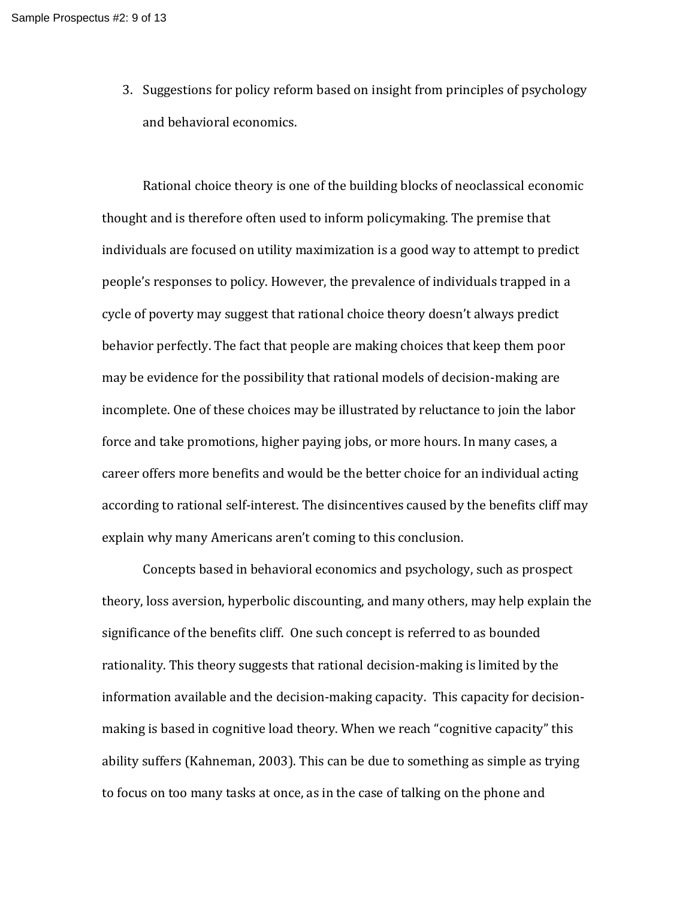3. Suggestions for policy reform based on insight from principles of psychology and behavioral economics.

Rational choice theory is one of the building blocks of neoclassical economic thought and is therefore often used to inform policymaking. The premise that individuals are focused on utility maximization is a good way to attempt to predict people's responses to policy. However, the prevalence of individuals trapped in a cycle of poverty may suggest that rational choice theory doesn't always predict behavior perfectly. The fact that people are making choices that keep them poor may be evidence for the possibility that rational models of decision-making are incomplete. One of these choices may be illustrated by reluctance to join the labor force and take promotions, higher paying jobs, or more hours. In many cases, a career offers more benefits and would be the better choice for an individual acting according to rational self-interest. The disincentives caused by the benefits cliff may explain why many Americans aren't coming to this conclusion.

Concepts based in behavioral economics and psychology, such as prospect theory, loss aversion, hyperbolic discounting, and many others, may help explain the significance of the benefits cliff. One such concept is referred to as bounded rationality. This theory suggests that rational decision-making is limited by the information available and the decision-making capacity. This capacity for decision-making is based in cognitive load theory. When we reach "cognitive capacity" this ability suffers (Kahneman, 2003). This can be due to something as simple as trying to focus on too many tasks at once, as in the case of talking on the phone and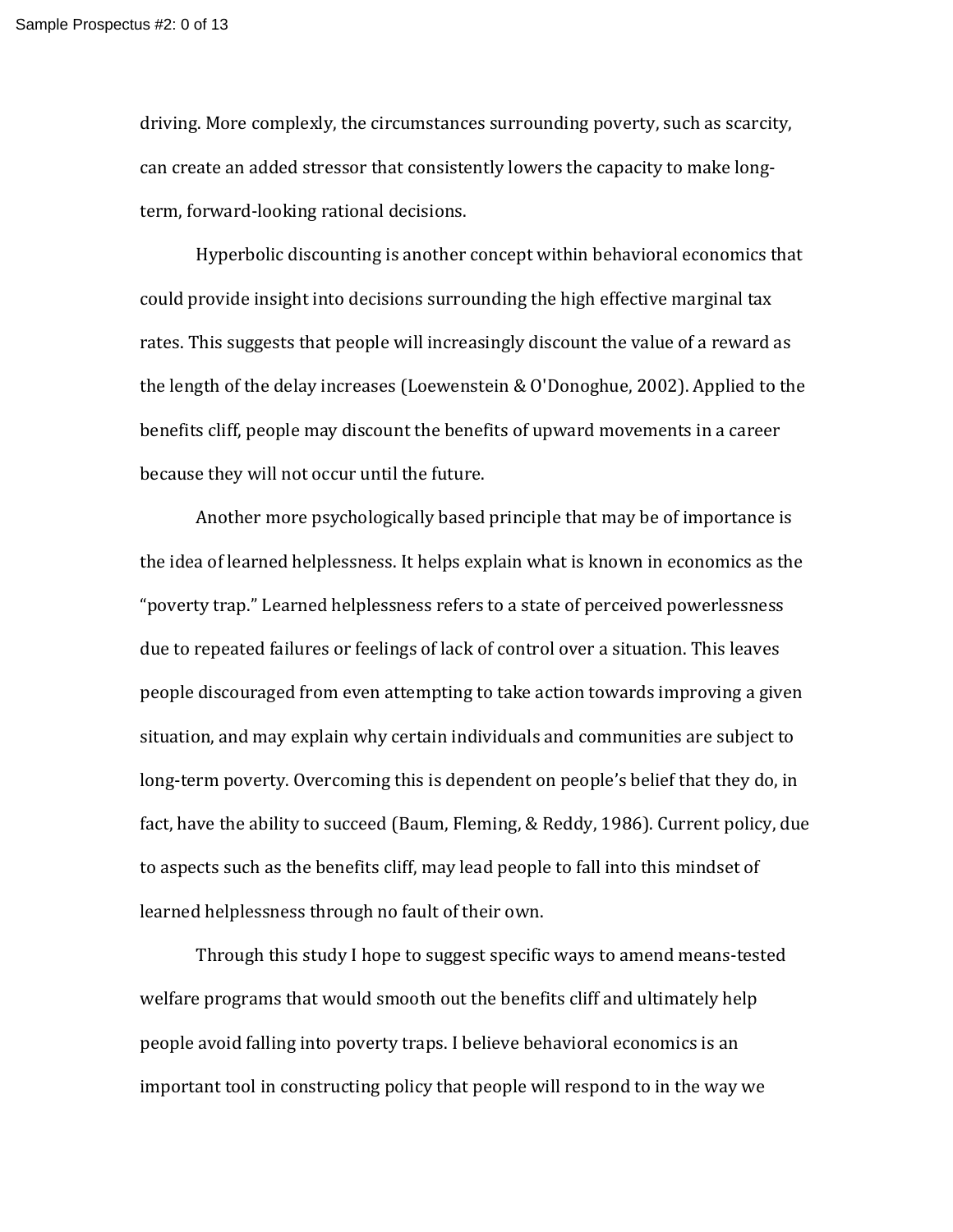driving. More complexly, the circumstances surrounding poverty, such as scarcity, can create an added stressor that consistently lowers the capacity to make long-term, forward-looking rational decisions.

Hyperbolic discounting is another concept within behavioral economics that could provide insight into decisions surrounding the high effective marginal tax rates. This suggests that people will increasingly discount the value of a reward as the length of the delay increases (Loewenstein & O'Donoghue, 2002). Applied to the benefits cliff, people may discount the benefits of upward movements in a career because they will not occur until the future.

Another more psychologically based principle that may be of importance is the idea of learned helplessness. It helps explain what is known in economics as the "poverty trap." Learned helplessness refers to a state of perceived powerlessness due to repeated failures or feelings of lack of control over a situation. This leaves people discouraged from even attempting to take action towards improving a given situation, and may explain why certain individuals and communities are subject to long-term poverty. Overcoming this is dependent on people's belief that they do, in fact, have the ability to succeed (Baum, Fleming, & Reddy, 1986). Current policy, due to aspects such as the benefits cliff, may lead people to fall into this mindset of learned helplessness through no fault of their own.

Through this study I hope to suggest specific ways to amend means-tested welfare programs that would smooth out the benefits cliff and ultimately help people avoid falling into poverty traps. I believe behavioral economics is an important tool in constructing policy that people will respond to in the way we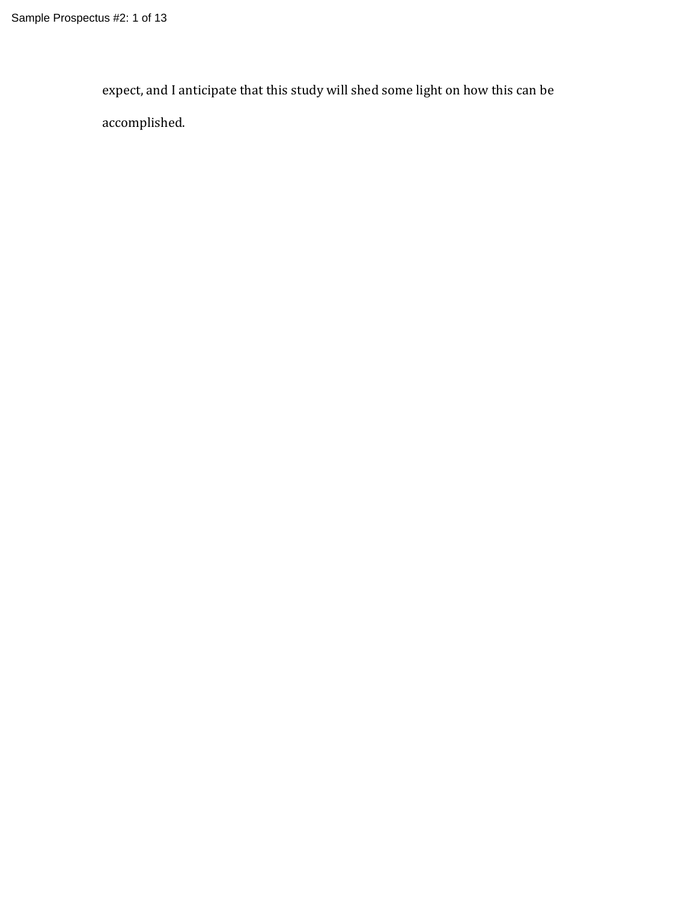expect, and I anticipate that this study will shed some light on how this can be accomplished.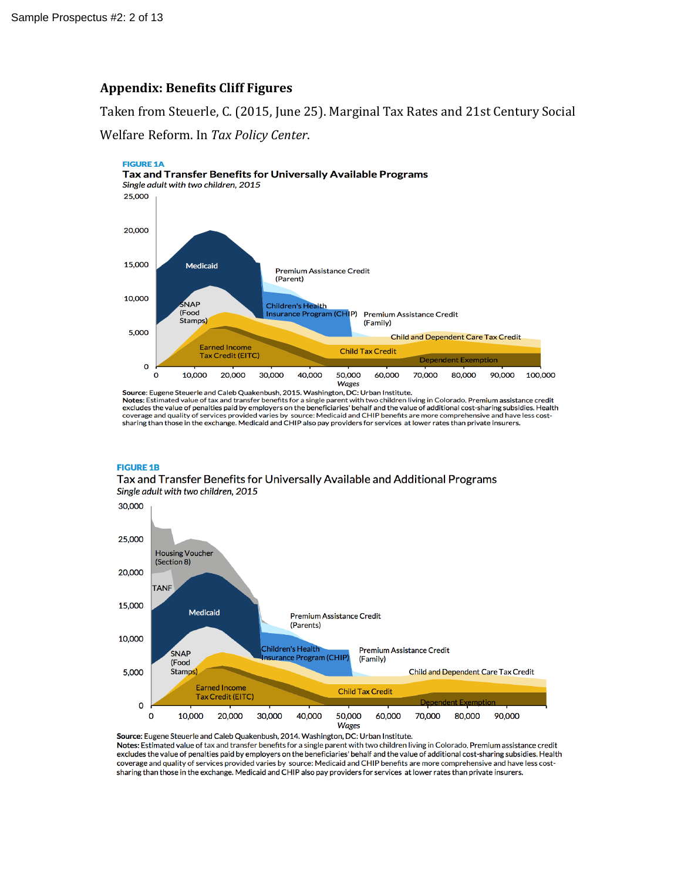## Appendix: Benefits Cliff Figures

Taken from Steuerle, C. (2015, June 25). Marginal Tax Rates and 21st Century Social Welfare Reform. In *Tax Policy Center*.

**FIGURE 1A**

**Tax and Transfer Benefits for Universally Available Programs**

*Single adult with two children, 2015*

**Source:** Eugene Steuerle and Caleb Quakenbush, 2015. Washington, DC: Urban Institute.
**Notes:** Estimated value of tax and transfer benefits for a single parent with two children living in Colorado. Premium assistance credit excludes the value of penalties paid by employers on the beneficiaries' behalf and the value of additional cost-sharing subsidies. Health coverage and quality of services provided varies by source: Medicaid and CHIP benefits are more comprehensive and have less cost-sharing than those in the exchange. Medicaid and CHIP also pay providers for services at lower rates than private insurers.

**FIGURE 1B**

**Tax and Transfer Benefits for Universally Available and Additional Programs**

*Single adult with two children, 2015*

**Source:** Eugene Steuerle and Caleb Quakenbush, 2014. Washington, DC: Urban Institute.
**Notes:** Estimated value of tax and transfer benefits for a single parent with two children living in Colorado. Premium assistance credit excludes the value of penalties paid by employers on the beneficiaries' behalf and the value of additional cost-sharing subsidies. Health coverage and quality of services provided varies by source: Medicaid and CHIP benefits are more comprehensive and have less cost-sharing than those in the exchange. Medicaid and CHIP also pay providers for services at lower rates than private insurers.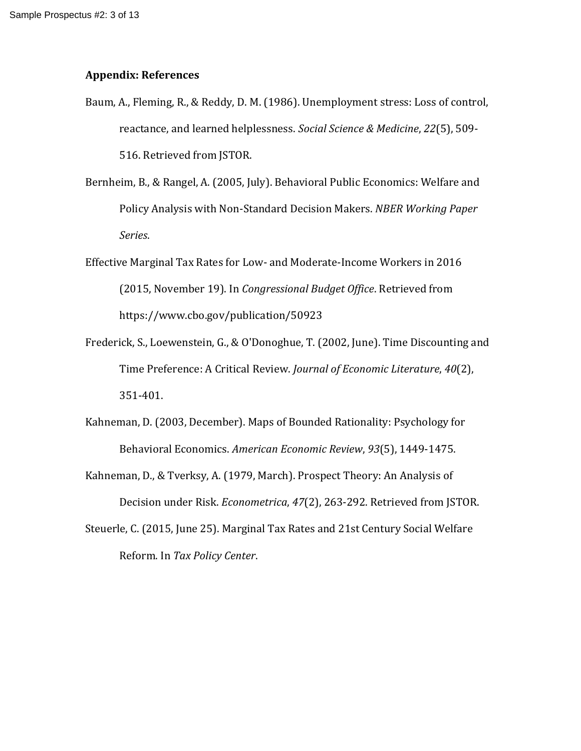**Appendix: References**

Baum, A., Fleming, R., & Reddy, D. M. (1986). Unemployment stress: Loss of control, reactance, and learned helplessness. *Social Science & Medicine*, *22*(5), 509-516. Retrieved from JSTOR.

Bernheim, B., & Rangel, A. (2005, July). Behavioral Public Economics: Welfare and Policy Analysis with Non-Standard Decision Makers. *NBER Working Paper Series*.

Effective Marginal Tax Rates for Low- and Moderate-Income Workers in 2016 (2015, November 19). In *Congressional Budget Office*. Retrieved from https://www.cbo.gov/publication/50923

Frederick, S., Loewenstein, G., & O'Donoghue, T. (2002, June). Time Discounting and Time Preference: A Critical Review. *Journal of Economic Literature*, *40*(2), 351-401.

Kahneman, D. (2003, December). Maps of Bounded Rationality: Psychology for Behavioral Economics. *American Economic Review*, *93*(5), 1449-1475.

Kahneman, D., & Tverksy, A. (1979, March). Prospect Theory: An Analysis of Decision under Risk. *Econometrica*, *47*(2), 263-292. Retrieved from JSTOR.

Steuerle, C. (2015, June 25). Marginal Tax Rates and 21st Century Social Welfare Reform. In *Tax Policy Center*.